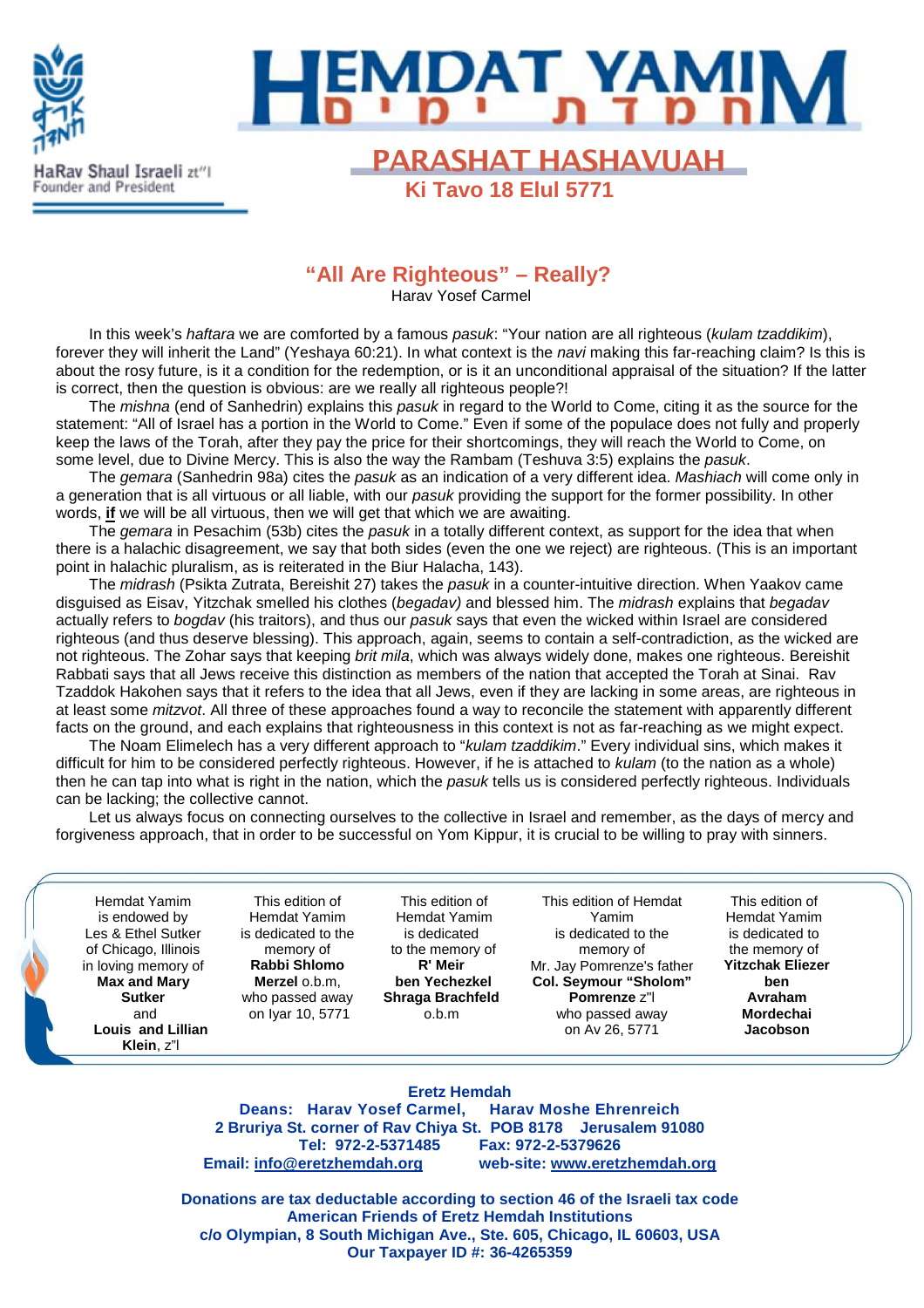HaRav Shaul Israeli zt"l
Founder and President

# HEMDAT YAMIM

## PARASHAT HASHAVUAH

**Ki Tavo 18 Elul 5771**

## "All Are Righteous" – Really?

Harav Yosef Carmel

In this week's *haftara* we are comforted by a famous *pasuk*: "Your nation are all righteous (*kulam tzaddikim*), forever they will inherit the Land" (Yeshaya 60:21). In what context is the *navi* making this far-reaching claim? Is this is about the rosy future, is it a condition for the redemption, or is it an unconditional appraisal of the situation? If the latter is correct, then the question is obvious: are we really all righteous people?!

The *mishna* (end of Sanhedrin) explains this *pasuk* in regard to the World to Come, citing it as the source for the statement: "All of Israel has a portion in the World to Come." Even if some of the populace does not fully and properly keep the laws of the Torah, after they pay the price for their shortcomings, they will reach the World to Come, on some level, due to Divine Mercy. This is also the way the Rambam (Teshuva 3:5) explains the *pasuk*.

The *gemara* (Sanhedrin 98a) cites the *pasuk* as an indication of a very different idea. *Mashiach* will come only in a generation that is all virtuous or all liable, with our *pasuk* providing the support for the former possibility. In other words, **if** we will be all virtuous, then we will get that which we are awaiting.

The *gemara* in Pesachim (53b) cites the *pasuk* in a totally different context, as support for the idea that when there is a halachic disagreement, we say that both sides (even the one we reject) are righteous. (This is an important point in halachic pluralism, as is reiterated in the Biur Halacha, 143).

The *midrash* (Psikta Zutrata, Bereishit 27) takes the *pasuk* in a counter-intuitive direction. When Yaakov came disguised as Eisav, Yitzchak smelled his clothes (*begadav)* and blessed him. The *midrash* explains that *begadav* actually refers to *bogdav* (his traitors), and thus our *pasuk* says that even the wicked within Israel are considered righteous (and thus deserve blessing). This approach, again, seems to contain a self-contradiction, as the wicked are not righteous. The Zohar says that keeping *brit mila*, which was always widely done, makes one righteous. Bereishit Rabbati says that all Jews receive this distinction as members of the nation that accepted the Torah at Sinai. Rav Tzaddok Hakohen says that it refers to the idea that all Jews, even if they are lacking in some areas, are righteous in at least some *mitzvot*. All three of these approaches found a way to reconcile the statement with apparently different facts on the ground, and each explains that righteousness in this context is not as far-reaching as we might expect.

The Noam Elimelech has a very different approach to "*kulam tzaddikim*." Every individual sins, which makes it difficult for him to be considered perfectly righteous. However, if he is attached to *kulam* (to the nation as a whole) then he can tap into what is right in the nation, which the *pasuk* tells us is considered perfectly righteous. Individuals can be lacking; the collective cannot.

Let us always focus on connecting ourselves to the collective in Israel and remember, as the days of mercy and forgiveness approach, that in order to be successful on Yom Kippur, it is crucial to be willing to pray with sinners.

| | | | | |
|---|---|---|---|---|
| Hemdat Yamim is endowed by Les & Ethel Sutker of Chicago, Illinois in loving memory of **Max and Mary Sutker** and **Louis and Lillian Klein**, z"l | This edition of Hemdat Yamim is dedicated to the memory of **Rabbi Shlomo Merzel** o.b.m, who passed away on Iyar 10, 5771 | This edition of Hemdat Yamim is dedicated to the memory of **R' Meir ben Yechezkel Shraga Brachfeld** o.b.m | This edition of Hemdat Yamim is dedicated to the memory of Mr. Jay Pomrenze's father **Col. Seymour "Sholom" Pomrenze** z"l who passed away on Av 26, 5771 | This edition of Hemdat Yamim is dedicated to the memory of **Yitzchak Eliezer ben Avraham Mordechai Jacobson** |

**Eretz Hemdah**
**Deans: Harav Yosef Carmel, Harav Moshe Ehrenreich**
**2 Bruriya St. corner of Rav Chiya St. POB 8178 Jerusalem 91080**
**Tel: 972-2-5371485 Fax: 972-2-5379626**
**Email: info@eretzhemdah.org web-site: www.eretzhemdah.org**

**Donations are tax deductable according to section 46 of the Israeli tax code**
**American Friends of Eretz Hemdah Institutions**
**c/o Olympian, 8 South Michigan Ave., Ste. 605, Chicago, IL 60603, USA**
**Our Taxpayer ID #: 36-4265359**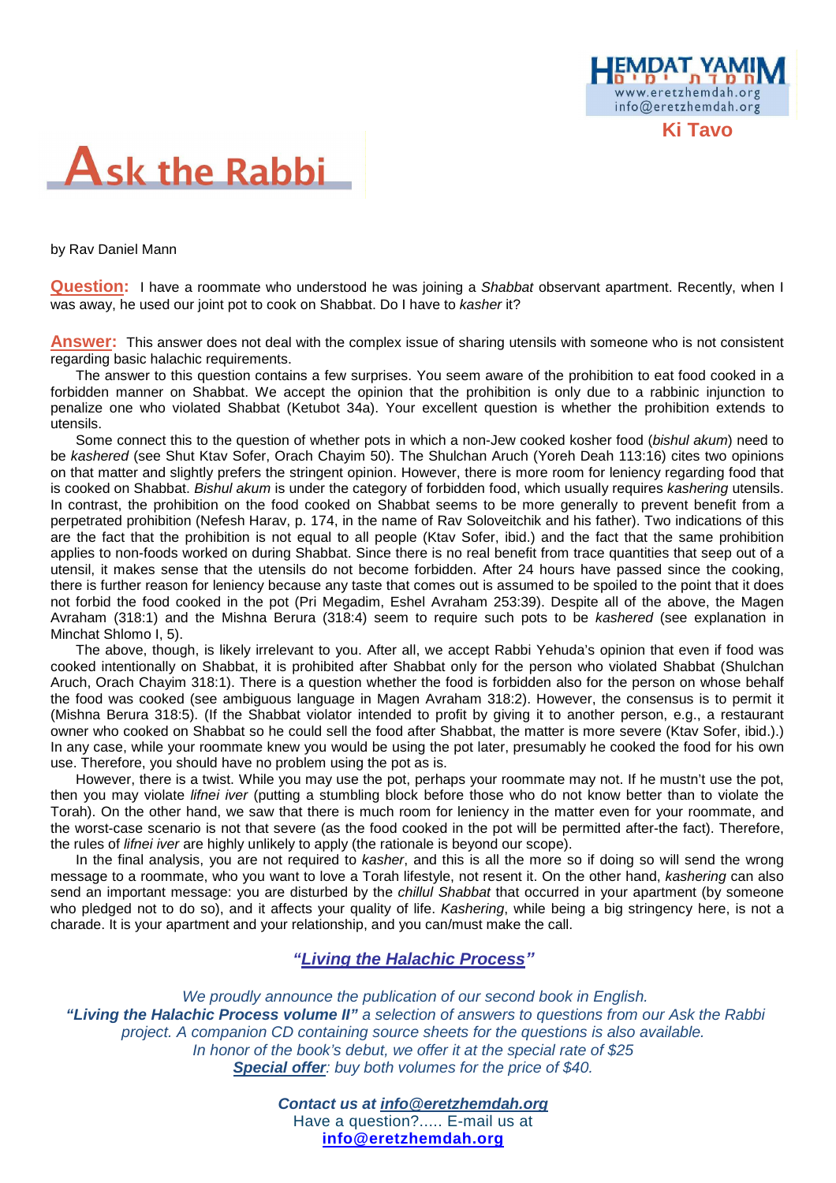# Ask the Rabbi

**Ki Tavo**

by Rav Daniel Mann

**Question:** I have a roommate who understood he was joining a *Shabbat* observant apartment. Recently, when I was away, he used our joint pot to cook on Shabbat. Do I have to *kasher* it?

**Answer:** This answer does not deal with the complex issue of sharing utensils with someone who is not consistent regarding basic halachic requirements.

The answer to this question contains a few surprises. You seem aware of the prohibition to eat food cooked in a forbidden manner on Shabbat. We accept the opinion that the prohibition is only due to a rabbinic injunction to penalize one who violated Shabbat (Ketubot 34a). Your excellent question is whether the prohibition extends to utensils.

Some connect this to the question of whether pots in which a non-Jew cooked kosher food (*bishul akum*) need to be *kashered* (see Shut Ktav Sofer, Orach Chayim 50). The Shulchan Aruch (Yoreh Deah 113:16) cites two opinions on that matter and slightly prefers the stringent opinion. However, there is more room for leniency regarding food that is cooked on Shabbat. *Bishul akum* is under the category of forbidden food, which usually requires *kashering* utensils. In contrast, the prohibition on the food cooked on Shabbat seems to be more generally to prevent benefit from a perpetrated prohibition (Nefesh Harav, p. 174, in the name of Rav Soloveitchik and his father). Two indications of this are the fact that the prohibition is not equal to all people (Ktav Sofer, ibid.) and the fact that the same prohibition applies to non-foods worked on during Shabbat. Since there is no real benefit from trace quantities that seep out of a utensil, it makes sense that the utensils do not become forbidden. After 24 hours have passed since the cooking, there is further reason for leniency because any taste that comes out is assumed to be spoiled to the point that it does not forbid the food cooked in the pot (Pri Megadim, Eshel Avraham 253:39). Despite all of the above, the Magen Avraham (318:1) and the Mishna Berura (318:4) seem to require such pots to be *kashered* (see explanation in Minchat Shlomo I, 5).

The above, though, is likely irrelevant to you. After all, we accept Rabbi Yehuda's opinion that even if food was cooked intentionally on Shabbat, it is prohibited after Shabbat only for the person who violated Shabbat (Shulchan Aruch, Orach Chayim 318:1). There is a question whether the food is forbidden also for the person on whose behalf the food was cooked (see ambiguous language in Magen Avraham 318:2). However, the consensus is to permit it (Mishna Berura 318:5). (If the Shabbat violator intended to profit by giving it to another person, e.g., a restaurant owner who cooked on Shabbat so he could sell the food after Shabbat, the matter is more severe (Ktav Sofer, ibid.).) In any case, while your roommate knew you would be using the pot later, presumably he cooked the food for his own use. Therefore, you should have no problem using the pot as is.

However, there is a twist. While you may use the pot, perhaps your roommate may not. If he mustn't use the pot, then you may violate *lifnei iver* (putting a stumbling block before those who do not know better than to violate the Torah). On the other hand, we saw that there is much room for leniency in the matter even for your roommate, and the worst-case scenario is not that severe (as the food cooked in the pot will be permitted after-the fact). Therefore, the rules of *lifnei iver* are highly unlikely to apply (the rationale is beyond our scope).

In the final analysis, you are not required to *kasher*, and this is all the more so if doing so will send the wrong message to a roommate, who you want to love a Torah lifestyle, not resent it. On the other hand, *kashering* can also send an important message: you are disturbed by the *chillul Shabbat* that occurred in your apartment (by someone who pledged not to do so), and it affects your quality of life. *Kashering*, while being a big stringency here, is not a charade. It is your apartment and your relationship, and you can/must make the call.

***"Living the Halachic Process"***

*We proudly announce the publication of our second book in English.*
***"Living the Halachic Process volume II"*** *a selection of answers to questions from our Ask the Rabbi project. A companion CD containing source sheets for the questions is also available.*
*In honor of the book's debut, we offer it at the special rate of $25*
***Special offer****: buy both volumes for the price of $40.*

***Contact us at info@eretzhemdah.org***
Have a question?..... E-mail us at
**info@eretzhemdah.org**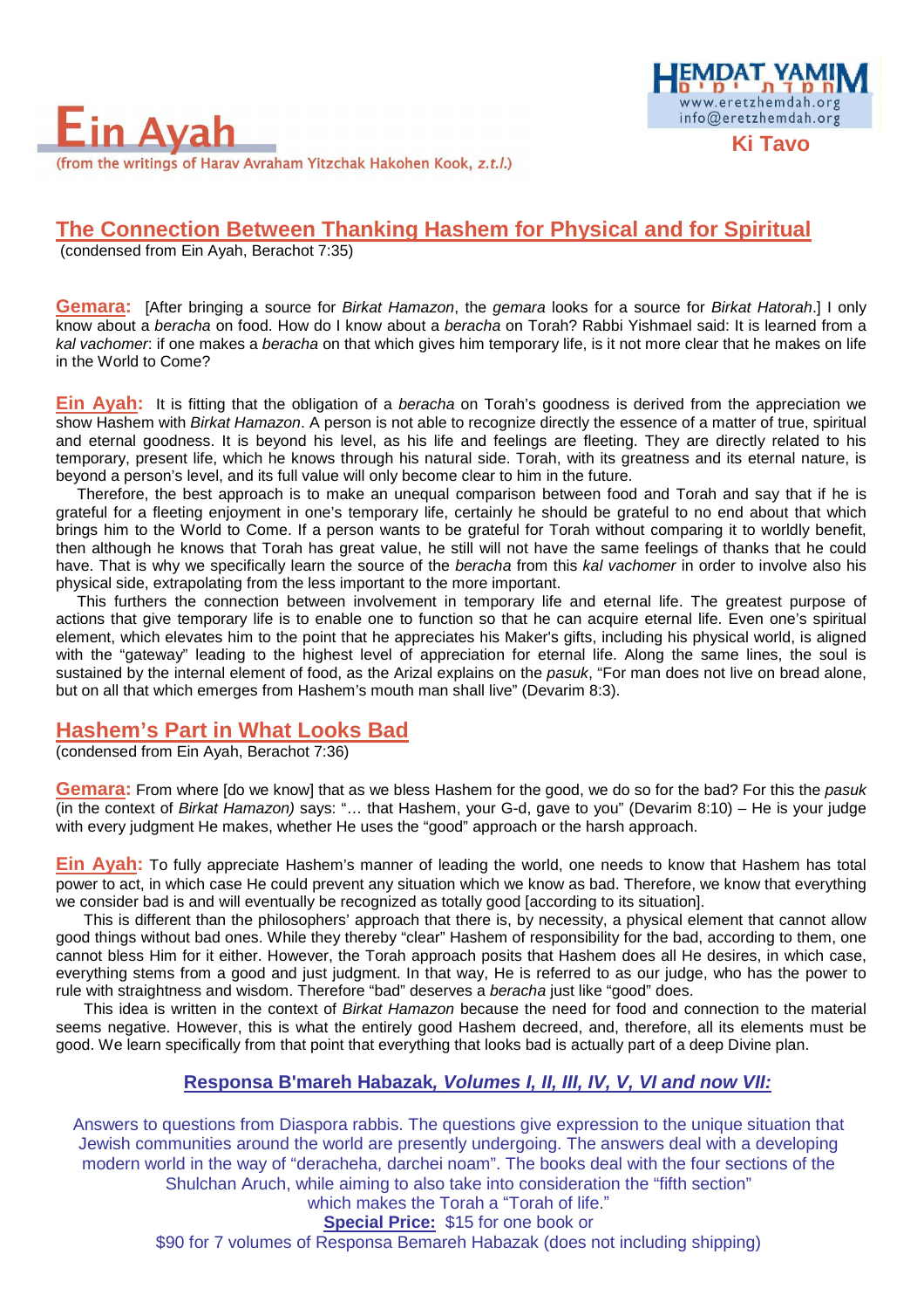# Ein Ayah

(from the writings of Harav Avraham Yitzchak Hakohen Kook, *z.t.l.*)

HEMDAT YAMIM
www.eretzhemdah.org
info@eretzhemdah.org

**Ki Tavo**

## The Connection Between Thanking Hashem for Physical and for Spiritual

(condensed from Ein Ayah, Berachot 7:35)

**Gemara:** [After bringing a source for *Birkat Hamazon*, the *gemara* looks for a source for *Birkat Hatorah*.] I only know about a *beracha* on food. How do I know about a *beracha* on Torah? Rabbi Yishmael said: It is learned from a *kal vachomer*: if one makes a *beracha* on that which gives him temporary life, is it not more clear that he makes on life in the World to Come?

**Ein Ayah:** It is fitting that the obligation of a *beracha* on Torah's goodness is derived from the appreciation we show Hashem with *Birkat Hamazon*. A person is not able to recognize directly the essence of a matter of true, spiritual and eternal goodness. It is beyond his level, as his life and feelings are fleeting. They are directly related to his temporary, present life, which he knows through his natural side. Torah, with its greatness and its eternal nature, is beyond a person's level, and its full value will only become clear to him in the future.

Therefore, the best approach is to make an unequal comparison between food and Torah and say that if he is grateful for a fleeting enjoyment in one's temporary life, certainly he should be grateful to no end about that which brings him to the World to Come. If a person wants to be grateful for Torah without comparing it to worldly benefit, then although he knows that Torah has great value, he still will not have the same feelings of thanks that he could have. That is why we specifically learn the source of the *beracha* from this *kal vachomer* in order to involve also his physical side, extrapolating from the less important to the more important.

This furthers the connection between involvement in temporary life and eternal life. The greatest purpose of actions that give temporary life is to enable one to function so that he can acquire eternal life. Even one's spiritual element, which elevates him to the point that he appreciates his Maker's gifts, including his physical world, is aligned with the "gateway" leading to the highest level of appreciation for eternal life. Along the same lines, the soul is sustained by the internal element of food, as the Arizal explains on the *pasuk*, "For man does not live on bread alone, but on all that which emerges from Hashem's mouth man shall live" (Devarim 8:3).

## Hashem's Part in What Looks Bad

(condensed from Ein Ayah, Berachot 7:36)

**Gemara:** From where [do we know] that as we bless Hashem for the good, we do so for the bad? For this the *pasuk* (in the context of *Birkat Hamazon)* says: "… that Hashem, your G-d, gave to you" (Devarim 8:10) – He is your judge with every judgment He makes, whether He uses the "good" approach or the harsh approach.

**Ein Ayah:** To fully appreciate Hashem's manner of leading the world, one needs to know that Hashem has total power to act, in which case He could prevent any situation which we know as bad. Therefore, we know that everything we consider bad is and will eventually be recognized as totally good [according to its situation].

This is different than the philosophers' approach that there is, by necessity, a physical element that cannot allow good things without bad ones. While they thereby "clear" Hashem of responsibility for the bad, according to them, one cannot bless Him for it either. However, the Torah approach posits that Hashem does all He desires, in which case, everything stems from a good and just judgment. In that way, He is referred to as our judge, who has the power to rule with straightness and wisdom. Therefore "bad" deserves a *beracha* just like "good" does.

This idea is written in the context of *Birkat Hamazon* because the need for food and connection to the material seems negative. However, this is what the entirely good Hashem decreed, and, therefore, all its elements must be good. We learn specifically from that point that everything that looks bad is actually part of a deep Divine plan.

**Responsa B'mareh Habazak, *Volumes I, II, III, IV, V, VI and now VII:***

Answers to questions from Diaspora rabbis. The questions give expression to the unique situation that Jewish communities around the world are presently undergoing. The answers deal with a developing modern world in the way of "deracheha, darchei noam". The books deal with the four sections of the Shulchan Aruch, while aiming to also take into consideration the "fifth section" which makes the Torah a "Torah of life."

**Special Price:** $15 for one book or
$90 for 7 volumes of Responsa Bemareh Habazak (does not including shipping)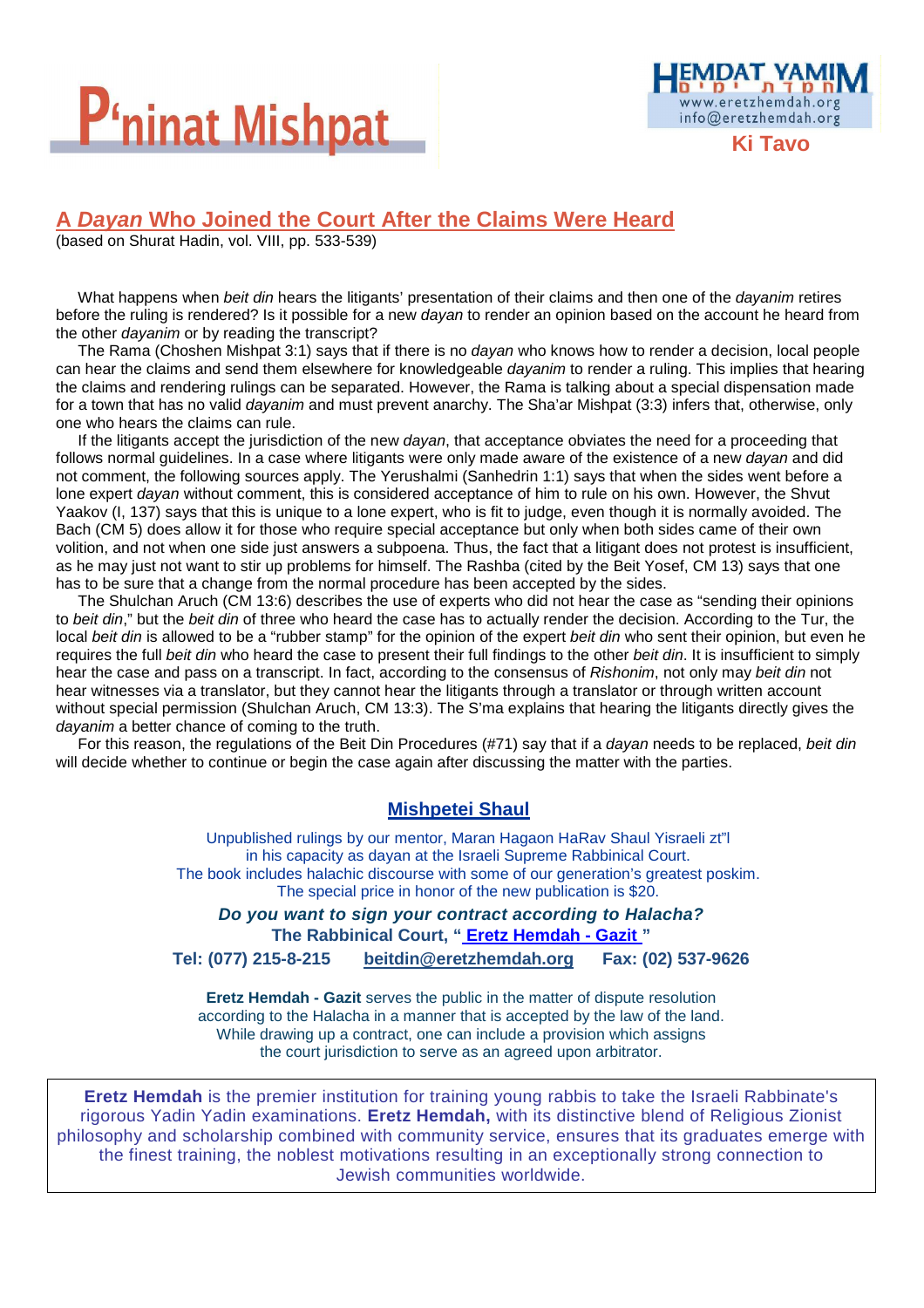# P'ninat Mishpat

**HEMDAT YAMIM**
www.eretzhemdah.org
info@eretzhemdah.org

**Ki Tavo**

## A *Dayan* Who Joined the Court After the Claims Were Heard

(based on Shurat Hadin, vol. VIII, pp. 533-539)

What happens when *beit din* hears the litigants' presentation of their claims and then one of the *dayanim* retires before the ruling is rendered? Is it possible for a new *dayan* to render an opinion based on the account he heard from the other *dayanim* or by reading the transcript?

The Rama (Choshen Mishpat 3:1) says that if there is no *dayan* who knows how to render a decision, local people can hear the claims and send them elsewhere for knowledgeable *dayanim* to render a ruling. This implies that hearing the claims and rendering rulings can be separated. However, the Rama is talking about a special dispensation made for a town that has no valid *dayanim* and must prevent anarchy. The Sha'ar Mishpat (3:3) infers that, otherwise, only one who hears the claims can rule.

If the litigants accept the jurisdiction of the new *dayan*, that acceptance obviates the need for a proceeding that follows normal guidelines. In a case where litigants were only made aware of the existence of a new *dayan* and did not comment, the following sources apply. The Yerushalmi (Sanhedrin 1:1) says that when the sides went before a lone expert *dayan* without comment, this is considered acceptance of him to rule on his own. However, the Shvut Yaakov (I, 137) says that this is unique to a lone expert, who is fit to judge, even though it is normally avoided. The Bach (CM 5) does allow it for those who require special acceptance but only when both sides came of their own volition, and not when one side just answers a subpoena. Thus, the fact that a litigant does not protest is insufficient, as he may just not want to stir up problems for himself. The Rashba (cited by the Beit Yosef, CM 13) says that one has to be sure that a change from the normal procedure has been accepted by the sides.

The Shulchan Aruch (CM 13:6) describes the use of experts who did not hear the case as "sending their opinions to *beit din*," but the *beit din* of three who heard the case has to actually render the decision. According to the Tur, the local *beit din* is allowed to be a "rubber stamp" for the opinion of the expert *beit din* who sent their opinion, but even he requires the full *beit din* who heard the case to present their full findings to the other *beit din*. It is insufficient to simply hear the case and pass on a transcript. In fact, according to the consensus of *Rishonim*, not only may *beit din* not hear witnesses via a translator, but they cannot hear the litigants through a translator or through written account without special permission (Shulchan Aruch, CM 13:3). The S'ma explains that hearing the litigants directly gives the *dayanim* a better chance of coming to the truth.

For this reason, the regulations of the Beit Din Procedures (#71) say that if a *dayan* needs to be replaced, *beit din* will decide whether to continue or begin the case again after discussing the matter with the parties.

### Mishpetei Shaul

Unpublished rulings by our mentor, Maran Hagaon HaRav Shaul Yisraeli zt"l
in his capacity as dayan at the Israeli Supreme Rabbinical Court.
The book includes halachic discourse with some of our generation's greatest poskim.
The special price in honor of the new publication is $20.

***Do you want to sign your contract according to Halacha?***
**The Rabbinical Court, "Eretz Hemdah - Gazit"**

**Tel: (077) 215-8-215** **beitdin@eretzhemdah.org** **Fax: (02) 537-9626**

**Eretz Hemdah - Gazit** serves the public in the matter of dispute resolution according to the Halacha in a manner that is accepted by the law of the land. While drawing up a contract, one can include a provision which assigns the court jurisdiction to serve as an agreed upon arbitrator.

**Eretz Hemdah** is the premier institution for training young rabbis to take the Israeli Rabbinate's rigorous Yadin Yadin examinations. **Eretz Hemdah,** with its distinctive blend of Religious Zionist philosophy and scholarship combined with community service, ensures that its graduates emerge with the finest training, the noblest motivations resulting in an exceptionally strong connection to Jewish communities worldwide.